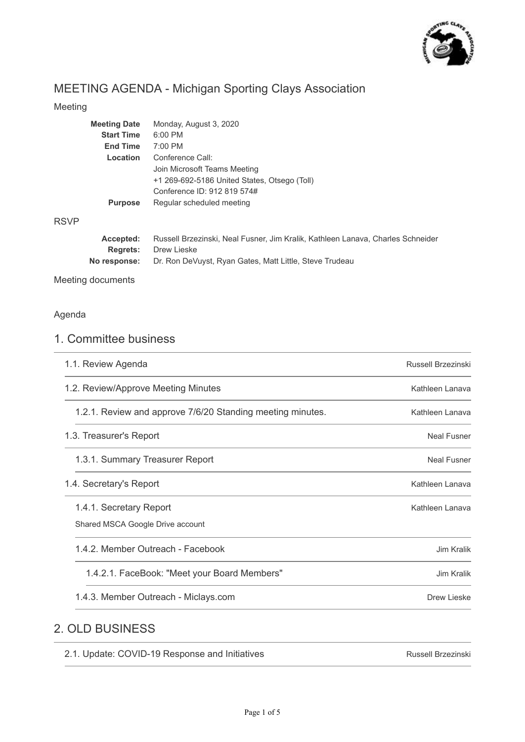# MEETING AGENDA - Michigan Sporting Clays Association

Meeting

| | |
|---|---|
| **Meeting Date** | Monday, August 3, 2020 |
| **Start Time** | 6:00 PM |
| **End Time** | 7:00 PM |
| **Location** | Conference Call:<br>Join Microsoft Teams Meeting<br>+1 269-692-5186 United States, Otsego (Toll)<br>Conference ID: 912 819 574# |
| **Purpose** | Regular scheduled meeting |

RSVP

| | |
|---|---|
| **Accepted:** | Russell Brzezinski, Neal Fusner, Jim Kralik, Kathleen Lanava, Charles Schneider |
| **Regrets:** | Drew Lieske |
| **No response:** | Dr. Ron DeVuyst, Ryan Gates, Matt Little, Steve Trudeau |

Meeting documents

Agenda

## 1. Committee business

1.1. Review Agenda — Russell Brzezinski

1.2. Review/Approve Meeting Minutes — Kathleen Lanava

1.2.1. Review and approve 7/6/20 Standing meeting minutes. — Kathleen Lanava

1.3. Treasurer's Report — Neal Fusner

1.3.1. Summary Treasurer Report — Neal Fusner

1.4. Secretary's Report — Kathleen Lanava

1.4.1. Secretary Report — Kathleen Lanava

Shared MSCA Google Drive account

1.4.2. Member Outreach - Facebook — Jim Kralik

1.4.2.1. FaceBook: "Meet your Board Members" — Jim Kralik

1.4.3. Member Outreach - Miclays.com — Drew Lieske

## 2. OLD BUSINESS

2.1. Update: COVID-19 Response and Initiatives — Russell Brzezinski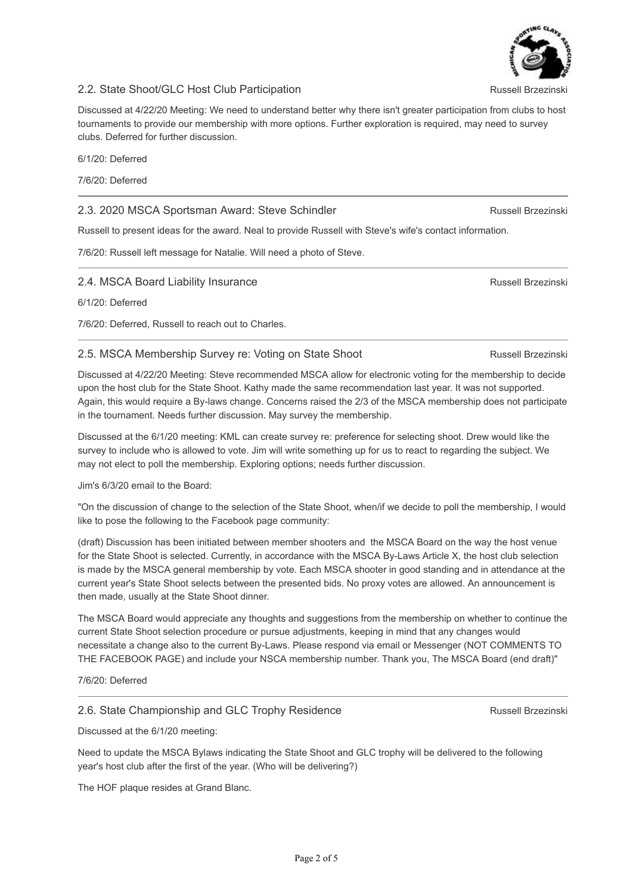## 2.2. State Shoot/GLC Host Club Participation

Russell Brzezinski

Discussed at 4/22/20 Meeting: We need to understand better why there isn't greater participation from clubs to host tournaments to provide our membership with more options. Further exploration is required, may need to survey clubs. Deferred for further discussion.

6/1/20: Deferred

7/6/20: Deferred

---

## 2.3. 2020 MSCA Sportsman Award: Steve Schindler

Russell Brzezinski

Russell to present ideas for the award. Neal to provide Russell with Steve's wife's contact information.

7/6/20: Russell left message for Natalie. Will need a photo of Steve.

---

## 2.4. MSCA Board Liability Insurance

Russell Brzezinski

6/1/20: Deferred

7/6/20: Deferred, Russell to reach out to Charles.

---

## 2.5. MSCA Membership Survey re: Voting on State Shoot

Russell Brzezinski

Discussed at 4/22/20 Meeting: Steve recommended MSCA allow for electronic voting for the membership to decide upon the host club for the State Shoot. Kathy made the same recommendation last year. It was not supported. Again, this would require a By-laws change. Concerns raised the 2/3 of the MSCA membership does not participate in the tournament. Needs further discussion. May survey the membership.

Discussed at the 6/1/20 meeting: KML can create survey re: preference for selecting shoot. Drew would like the survey to include who is allowed to vote. Jim will write something up for us to react to regarding the subject. We may not elect to poll the membership. Exploring options; needs further discussion.

Jim's 6/3/20 email to the Board:

"On the discussion of change to the selection of the State Shoot, when/if we decide to poll the membership, I would like to pose the following to the Facebook page community:

(draft) Discussion has been initiated between member shooters and the MSCA Board on the way the host venue for the State Shoot is selected. Currently, in accordance with the MSCA By-Laws Article X, the host club selection is made by the MSCA general membership by vote. Each MSCA shooter in good standing and in attendance at the current year's State Shoot selects between the presented bids. No proxy votes are allowed. An announcement is then made, usually at the State Shoot dinner.

The MSCA Board would appreciate any thoughts and suggestions from the membership on whether to continue the current State Shoot selection procedure or pursue adjustments, keeping in mind that any changes would necessitate a change also to the current By-Laws. Please respond via email or Messenger (NOT COMMENTS TO THE FACEBOOK PAGE) and include your NSCA membership number. Thank you, The MSCA Board (end draft)"

7/6/20: Deferred

---

## 2.6. State Championship and GLC Trophy Residence

Russell Brzezinski

Discussed at the 6/1/20 meeting:

Need to update the MSCA Bylaws indicating the State Shoot and GLC trophy will be delivered to the following year's host club after the first of the year. (Who will be delivering?)

The HOF plaque resides at Grand Blanc.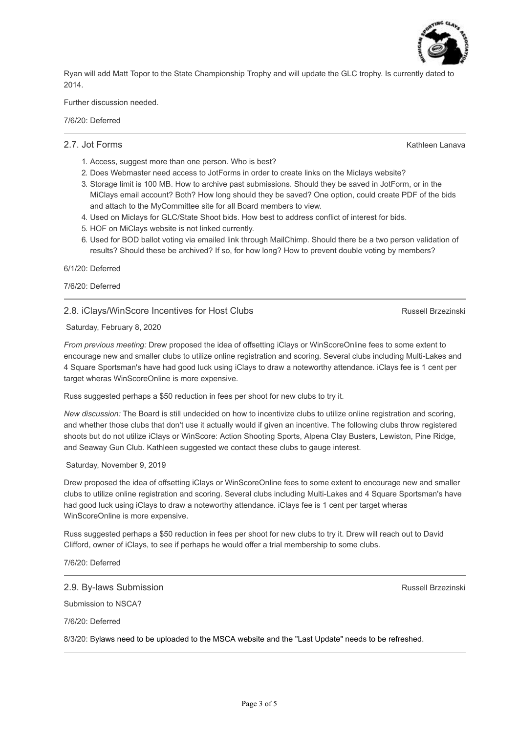Ryan will add Matt Topor to the State Championship Trophy and will update the GLC trophy. Is currently dated to 2014.

Further discussion needed.

7/6/20: Deferred

---

## 2.7. Jot Forms

Kathleen Lanava

1. Access, suggest more than one person. Who is best?
2. Does Webmaster need access to JotForms in order to create links on the Miclays website?
3. Storage limit is 100 MB. How to archive past submissions. Should they be saved in JotForm, or in the MiClays email account? Both? How long should they be saved? One option, could create PDF of the bids and attach to the MyCommittee site for all Board members to view.
4. Used on Miclays for GLC/State Shoot bids. How best to address conflict of interest for bids.
5. HOF on MiClays website is not linked currently.
6. Used for BOD ballot voting via emailed link through MailChimp. Should there be a two person validation of results? Should these be archived? If so, for how long? How to prevent double voting by members?

6/1/20: Deferred

7/6/20: Deferred

---

## 2.8. iClays/WinScore Incentives for Host Clubs

Russell Brzezinski

Saturday, February 8, 2020

*From previous meeting:* Drew proposed the idea of offsetting iClays or WinScoreOnline fees to some extent to encourage new and smaller clubs to utilize online registration and scoring. Several clubs including Multi-Lakes and 4 Square Sportsman's have had good luck using iClays to draw a noteworthy attendance. iClays fee is 1 cent per target wheras WinScoreOnline is more expensive.

Russ suggested perhaps a $50 reduction in fees per shoot for new clubs to try it.

*New discussion:* The Board is still undecided on how to incentivize clubs to utilize online registration and scoring, and whether those clubs that don't use it actually would if given an incentive. The following clubs throw registered shoots but do not utilize iClays or WinScore: Action Shooting Sports, Alpena Clay Busters, Lewiston, Pine Ridge, and Seaway Gun Club. Kathleen suggested we contact these clubs to gauge interest.

Saturday, November 9, 2019

Drew proposed the idea of offsetting iClays or WinScoreOnline fees to some extent to encourage new and smaller clubs to utilize online registration and scoring. Several clubs including Multi-Lakes and 4 Square Sportsman's have had good luck using iClays to draw a noteworthy attendance. iClays fee is 1 cent per target wheras WinScoreOnline is more expensive.

Russ suggested perhaps a $50 reduction in fees per shoot for new clubs to try it. Drew will reach out to David Clifford, owner of iClays, to see if perhaps he would offer a trial membership to some clubs.

7/6/20: Deferred

---

## 2.9. By-laws Submission

Russell Brzezinski

Submission to NSCA?

7/6/20: Deferred

8/3/20: Bylaws need to be uploaded to the MSCA website and the "Last Update" needs to be refreshed.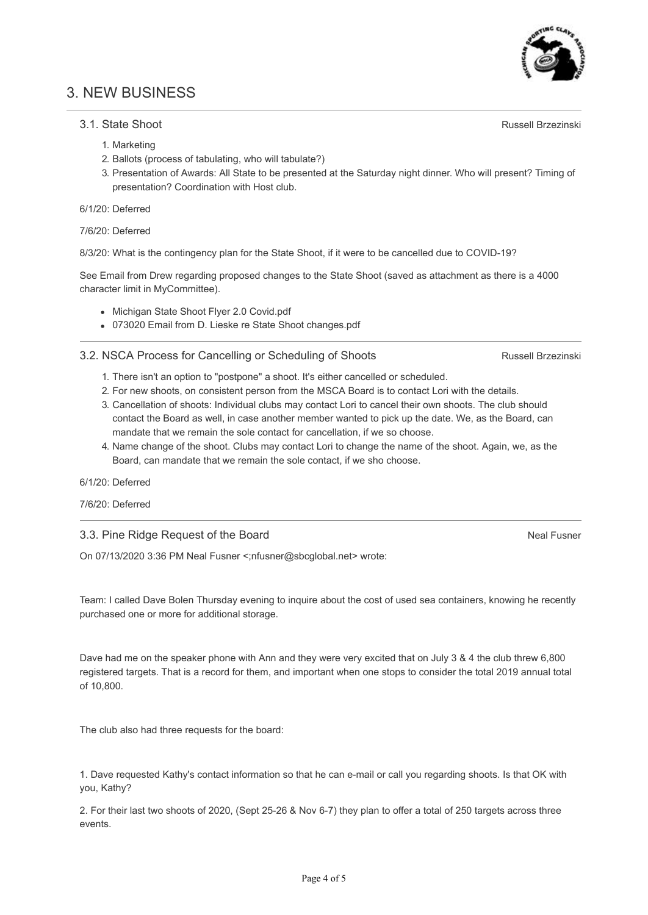# 3. NEW BUSINESS

### 3.1. State Shoot

Russell Brzezinski

1. Marketing
2. Ballots (process of tabulating, who will tabulate?)
3. Presentation of Awards: All State to be presented at the Saturday night dinner. Who will present? Timing of presentation? Coordination with Host club.

6/1/20: Deferred

7/6/20: Deferred

8/3/20: What is the contingency plan for the State Shoot, if it were to be cancelled due to COVID-19?

See Email from Drew regarding proposed changes to the State Shoot (saved as attachment as there is a 4000 character limit in MyCommittee).

- Michigan State Shoot Flyer 2.0 Covid.pdf
- 073020 Email from D. Lieske re State Shoot changes.pdf

### 3.2. NSCA Process for Cancelling or Scheduling of Shoots

Russell Brzezinski

1. There isn't an option to "postpone" a shoot. It's either cancelled or scheduled.
2. For new shoots, on consistent person from the MSCA Board is to contact Lori with the details.
3. Cancellation of shoots: Individual clubs may contact Lori to cancel their own shoots. The club should contact the Board as well, in case another member wanted to pick up the date. We, as the Board, can mandate that we remain the sole contact for cancellation, if we so choose.
4. Name change of the shoot. Clubs may contact Lori to change the name of the shoot. Again, we, as the Board, can mandate that we remain the sole contact, if we sho choose.

6/1/20: Deferred

7/6/20: Deferred

### 3.3. Pine Ridge Request of the Board

Neal Fusner

On 07/13/2020 3:36 PM Neal Fusner <;nfusner@sbcglobal.net> wrote:

Team: I called Dave Bolen Thursday evening to inquire about the cost of used sea containers, knowing he recently purchased one or more for additional storage.

Dave had me on the speaker phone with Ann and they were very excited that on July 3 & 4 the club threw 6,800 registered targets. That is a record for them, and important when one stops to consider the total 2019 annual total of 10,800.

The club also had three requests for the board:

1. Dave requested Kathy's contact information so that he can e-mail or call you regarding shoots. Is that OK with you, Kathy?

2. For their last two shoots of 2020, (Sept 25-26 & Nov 6-7) they plan to offer a total of 250 targets across three events.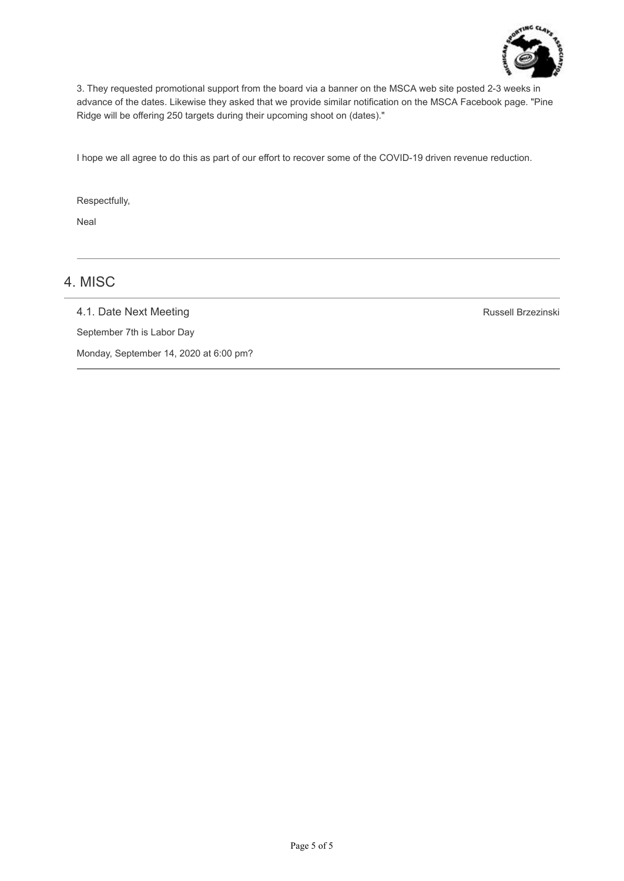3. They requested promotional support from the board via a banner on the MSCA web site posted 2-3 weeks in advance of the dates. Likewise they asked that we provide similar notification on the MSCA Facebook page. "Pine Ridge will be offering 250 targets during their upcoming shoot on (dates)."

I hope we all agree to do this as part of our effort to recover some of the COVID-19 driven revenue reduction.

Respectfully,

Neal

---

## 4. MISC

### 4.1. Date Next Meeting

Russell Brzezinski

September 7th is Labor Day

Monday, September 14, 2020 at 6:00 pm?